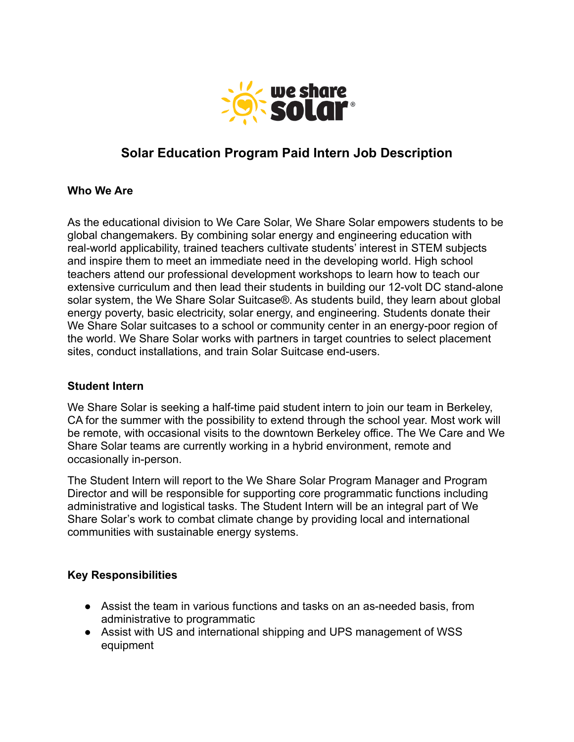# Solar Education Program Paid Intern Job Description

## Who We Are

As the educational division to We Care Solar, We Share Solar empowers students to be global changemakers. By combining solar energy and engineering education with real-world applicability, trained teachers cultivate students' interest in STEM subjects and inspire them to meet an immediate need in the developing world. High school teachers attend our professional development workshops to learn how to teach our extensive curriculum and then lead their students in building our 12-volt DC stand-alone solar system, the We Share Solar Suitcase®. As students build, they learn about global energy poverty, basic electricity, solar energy, and engineering. Students donate their We Share Solar suitcases to a school or community center in an energy-poor region of the world. We Share Solar works with partners in target countries to select placement sites, conduct installations, and train Solar Suitcase end-users.

## Student Intern

We Share Solar is seeking a half-time paid student intern to join our team in Berkeley, CA for the summer with the possibility to extend through the school year. Most work will be remote, with occasional visits to the downtown Berkeley office. The We Care and We Share Solar teams are currently working in a hybrid environment, remote and occasionally in-person.

The Student Intern will report to the We Share Solar Program Manager and Program Director and will be responsible for supporting core programmatic functions including administrative and logistical tasks. The Student Intern will be an integral part of We Share Solar's work to combat climate change by providing local and international communities with sustainable energy systems.

## Key Responsibilities

- Assist the team in various functions and tasks on an as-needed basis, from administrative to programmatic
- Assist with US and international shipping and UPS management of WSS equipment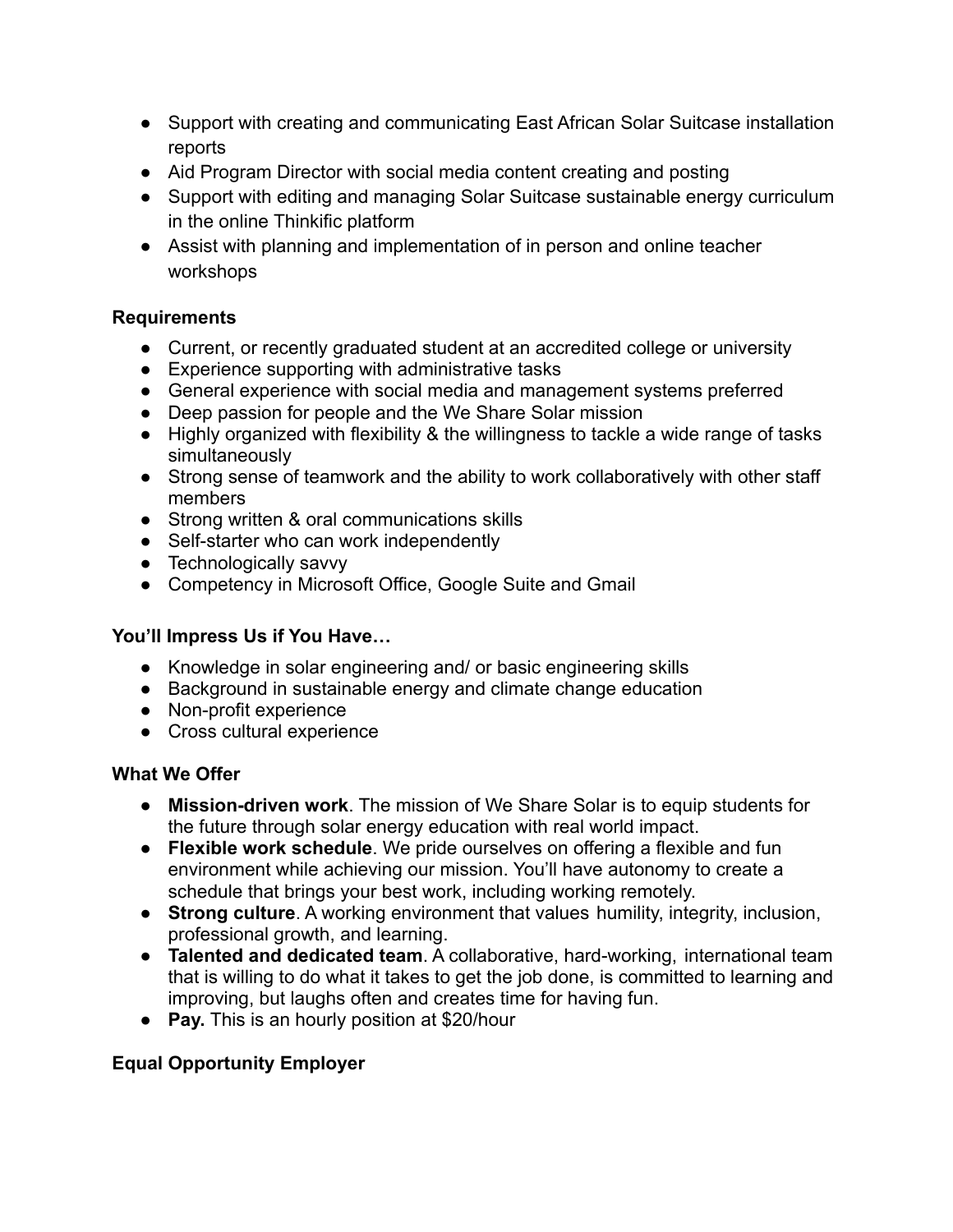- Support with creating and communicating East African Solar Suitcase installation reports
- Aid Program Director with social media content creating and posting
- Support with editing and managing Solar Suitcase sustainable energy curriculum in the online Thinkific platform
- Assist with planning and implementation of in person and online teacher workshops

**Requirements**

- Current, or recently graduated student at an accredited college or university
- Experience supporting with administrative tasks
- General experience with social media and management systems preferred
- Deep passion for people and the We Share Solar mission
- Highly organized with flexibility & the willingness to tackle a wide range of tasks simultaneously
- Strong sense of teamwork and the ability to work collaboratively with other staff members
- Strong written & oral communications skills
- Self-starter who can work independently
- Technologically savvy
- Competency in Microsoft Office, Google Suite and Gmail

**You'll Impress Us if You Have…**

- Knowledge in solar engineering and/ or basic engineering skills
- Background in sustainable energy and climate change education
- Non-profit experience
- Cross cultural experience

**What We Offer**

- **Mission-driven work**. The mission of We Share Solar is to equip students for the future through solar energy education with real world impact.
- **Flexible work schedule**. We pride ourselves on offering a flexible and fun environment while achieving our mission. You'll have autonomy to create a schedule that brings your best work, including working remotely.
- **Strong culture**. A working environment that values humility, integrity, inclusion, professional growth, and learning.
- **Talented and dedicated team**. A collaborative, hard-working, international team that is willing to do what it takes to get the job done, is committed to learning and improving, but laughs often and creates time for having fun.
- **Pay.** This is an hourly position at $20/hour

**Equal Opportunity Employer**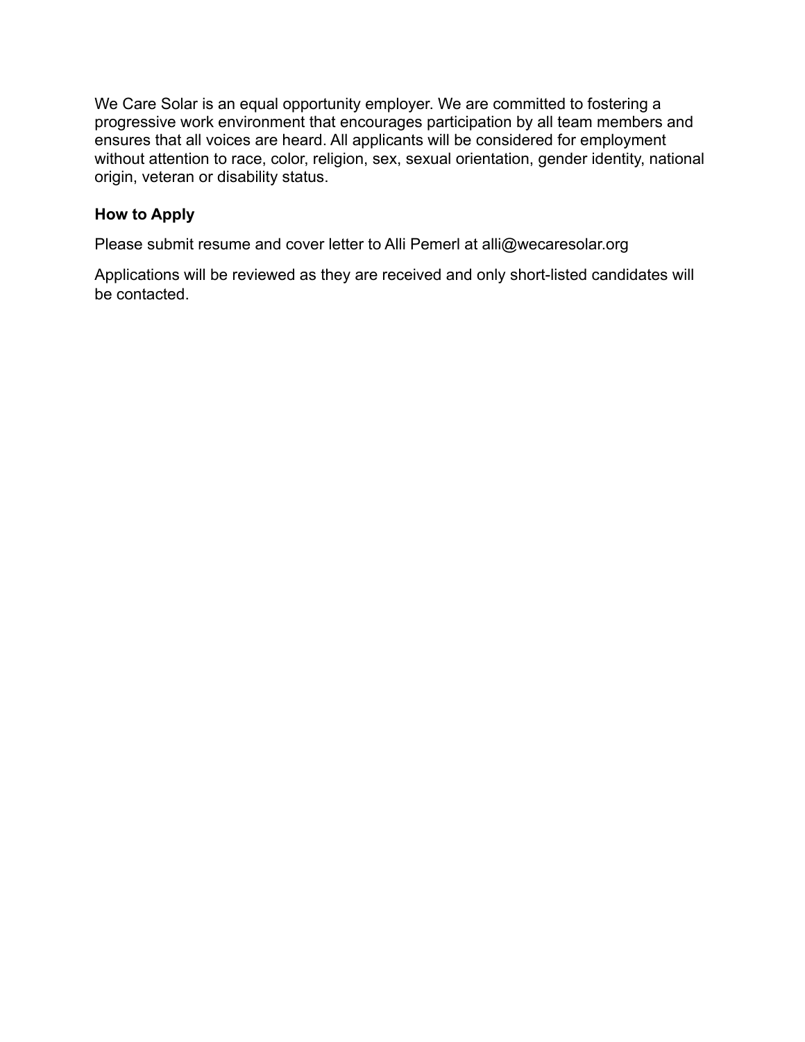We Care Solar is an equal opportunity employer. We are committed to fostering a progressive work environment that encourages participation by all team members and ensures that all voices are heard. All applicants will be considered for employment without attention to race, color, religion, sex, sexual orientation, gender identity, national origin, veteran or disability status.

**How to Apply**

Please submit resume and cover letter to Alli Pemerl at alli@wecaresolar.org

Applications will be reviewed as they are received and only short-listed candidates will be contacted.